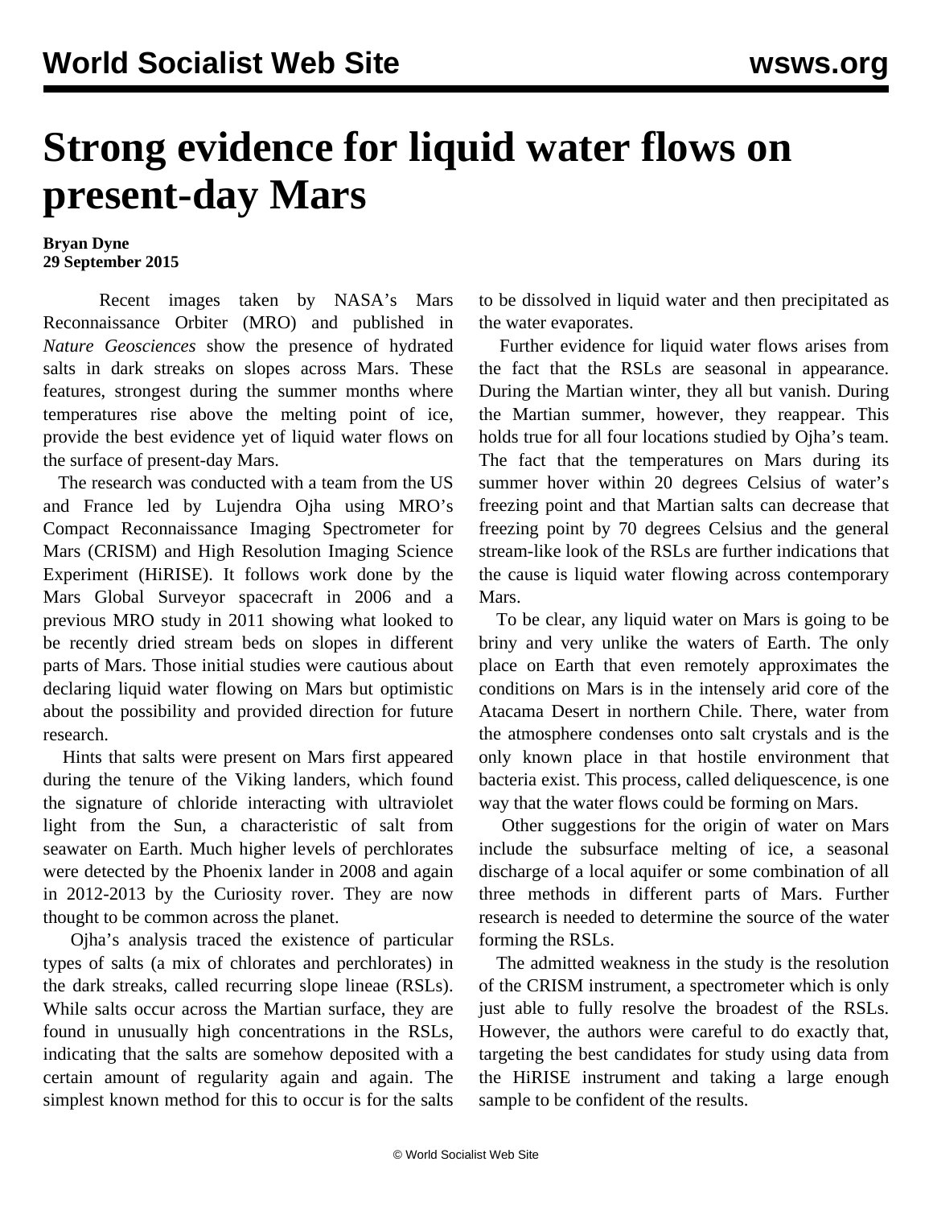# Strong evidence for liquid water flows on present-day Mars

**Bryan Dyne**
**29 September 2015**

Recent images taken by NASA's Mars Reconnaissance Orbiter (MRO) and published in *Nature Geosciences* show the presence of hydrated salts in dark streaks on slopes across Mars. These features, strongest during the summer months where temperatures rise above the melting point of ice, provide the best evidence yet of liquid water flows on the surface of present-day Mars.

The research was conducted with a team from the US and France led by Lujendra Ojha using MRO's Compact Reconnaissance Imaging Spectrometer for Mars (CRISM) and High Resolution Imaging Science Experiment (HiRISE). It follows work done by the Mars Global Surveyor spacecraft in 2006 and a previous MRO study in 2011 showing what looked to be recently dried stream beds on slopes in different parts of Mars. Those initial studies were cautious about declaring liquid water flowing on Mars but optimistic about the possibility and provided direction for future research.

Hints that salts were present on Mars first appeared during the tenure of the Viking landers, which found the signature of chloride interacting with ultraviolet light from the Sun, a characteristic of salt from seawater on Earth. Much higher levels of perchlorates were detected by the Phoenix lander in 2008 and again in 2012-2013 by the Curiosity rover. They are now thought to be common across the planet.

Ojha's analysis traced the existence of particular types of salts (a mix of chlorates and perchlorates) in the dark streaks, called recurring slope lineae (RSLs). While salts occur across the Martian surface, they are found in unusually high concentrations in the RSLs, indicating that the salts are somehow deposited with a certain amount of regularity again and again. The simplest known method for this to occur is for the salts to be dissolved in liquid water and then precipitated as the water evaporates.

Further evidence for liquid water flows arises from the fact that the RSLs are seasonal in appearance. During the Martian winter, they all but vanish. During the Martian summer, however, they reappear. This holds true for all four locations studied by Ojha's team. The fact that the temperatures on Mars during its summer hover within 20 degrees Celsius of water's freezing point and that Martian salts can decrease that freezing point by 70 degrees Celsius and the general stream-like look of the RSLs are further indications that the cause is liquid water flowing across contemporary Mars.

To be clear, any liquid water on Mars is going to be briny and very unlike the waters of Earth. The only place on Earth that even remotely approximates the conditions on Mars is in the intensely arid core of the Atacama Desert in northern Chile. There, water from the atmosphere condenses onto salt crystals and is the only known place in that hostile environment that bacteria exist. This process, called deliquescence, is one way that the water flows could be forming on Mars.

Other suggestions for the origin of water on Mars include the subsurface melting of ice, a seasonal discharge of a local aquifer or some combination of all three methods in different parts of Mars. Further research is needed to determine the source of the water forming the RSLs.

The admitted weakness in the study is the resolution of the CRISM instrument, a spectrometer which is only just able to fully resolve the broadest of the RSLs. However, the authors were careful to do exactly that, targeting the best candidates for study using data from the HiRISE instrument and taking a large enough sample to be confident of the results.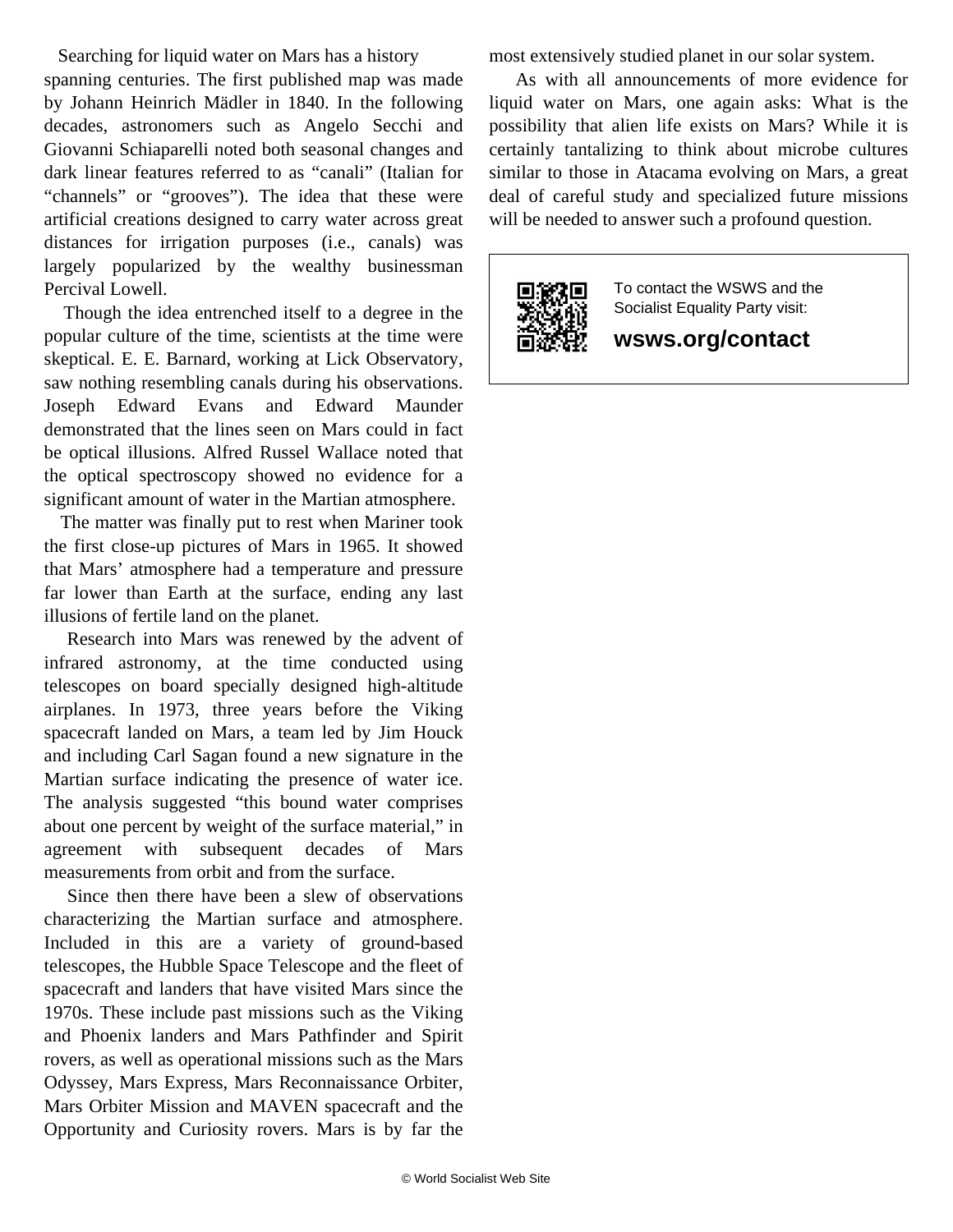Searching for liquid water on Mars has a history spanning centuries. The first published map was made by Johann Heinrich Mädler in 1840. In the following decades, astronomers such as Angelo Secchi and Giovanni Schiaparelli noted both seasonal changes and dark linear features referred to as "canali" (Italian for "channels" or "grooves"). The idea that these were artificial creations designed to carry water across great distances for irrigation purposes (i.e., canals) was largely popularized by the wealthy businessman Percival Lowell.

Though the idea entrenched itself to a degree in the popular culture of the time, scientists at the time were skeptical. E. E. Barnard, working at Lick Observatory, saw nothing resembling canals during his observations. Joseph Edward Evans and Edward Maunder demonstrated that the lines seen on Mars could in fact be optical illusions. Alfred Russel Wallace noted that the optical spectroscopy showed no evidence for a significant amount of water in the Martian atmosphere.

The matter was finally put to rest when Mariner took the first close-up pictures of Mars in 1965. It showed that Mars' atmosphere had a temperature and pressure far lower than Earth at the surface, ending any last illusions of fertile land on the planet.

Research into Mars was renewed by the advent of infrared astronomy, at the time conducted using telescopes on board specially designed high-altitude airplanes. In 1973, three years before the Viking spacecraft landed on Mars, a team led by Jim Houck and including Carl Sagan found a new signature in the Martian surface indicating the presence of water ice. The analysis suggested "this bound water comprises about one percent by weight of the surface material," in agreement with subsequent decades of Mars measurements from orbit and from the surface.

Since then there have been a slew of observations characterizing the Martian surface and atmosphere. Included in this are a variety of ground-based telescopes, the Hubble Space Telescope and the fleet of spacecraft and landers that have visited Mars since the 1970s. These include past missions such as the Viking and Phoenix landers and Mars Pathfinder and Spirit rovers, as well as operational missions such as the Mars Odyssey, Mars Express, Mars Reconnaissance Orbiter, Mars Orbiter Mission and MAVEN spacecraft and the Opportunity and Curiosity rovers. Mars is by far the most extensively studied planet in our solar system.

As with all announcements of more evidence for liquid water on Mars, one again asks: What is the possibility that alien life exists on Mars? While it is certainly tantalizing to think about microbe cultures similar to those in Atacama evolving on Mars, a great deal of careful study and specialized future missions will be needed to answer such a profound question.

To contact the WSWS and the Socialist Equality Party visit:

**wsws.org/contact**